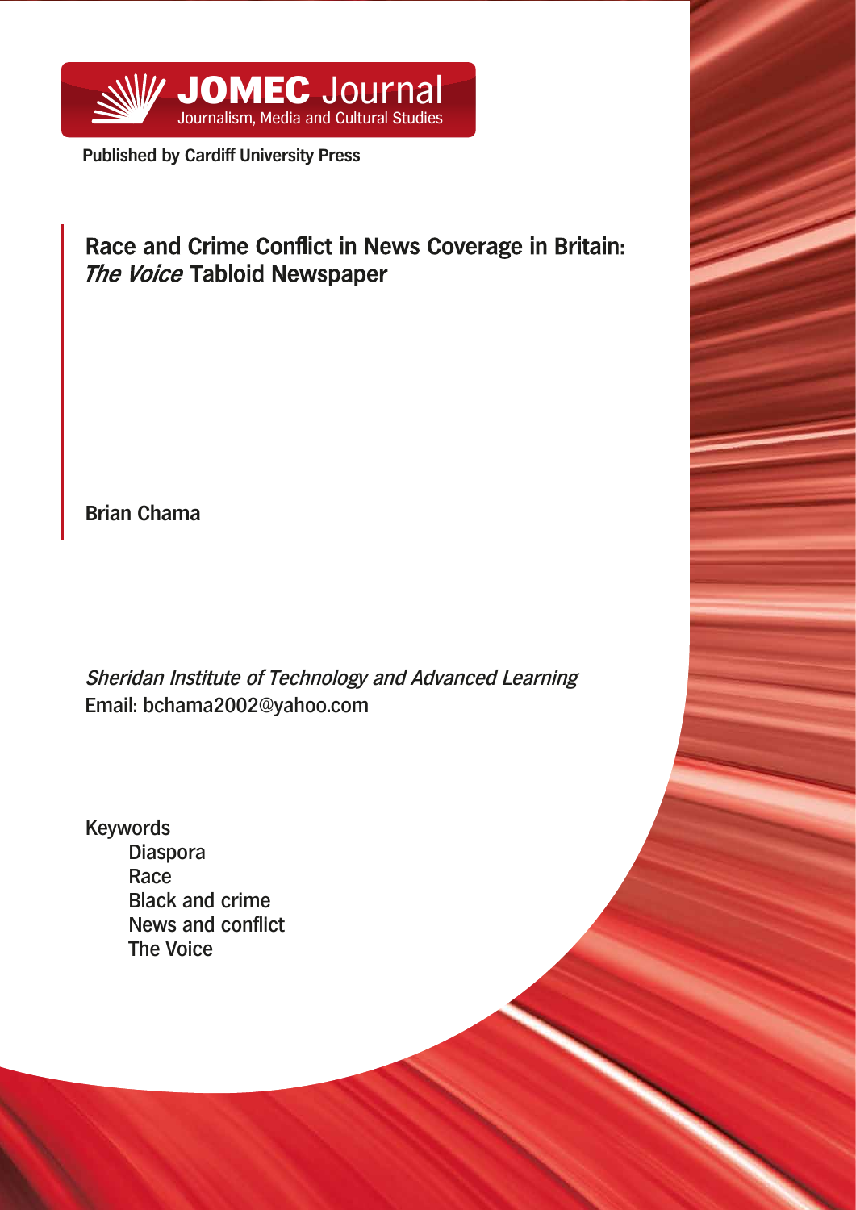**JOMEC Journal**
Journalism, Media and Cultural Studies

**Published by Cardiff University Press**

# Race and Crime Conflict in News Coverage in Britain: *The Voice* Tabloid Newspaper

**Brian Chama**

*Sheridan Institute of Technology and Advanced Learning*
Email: bchama2002@yahoo.com

Keywords
- Diaspora
- Race
- Black and crime
- News and conflict
- The Voice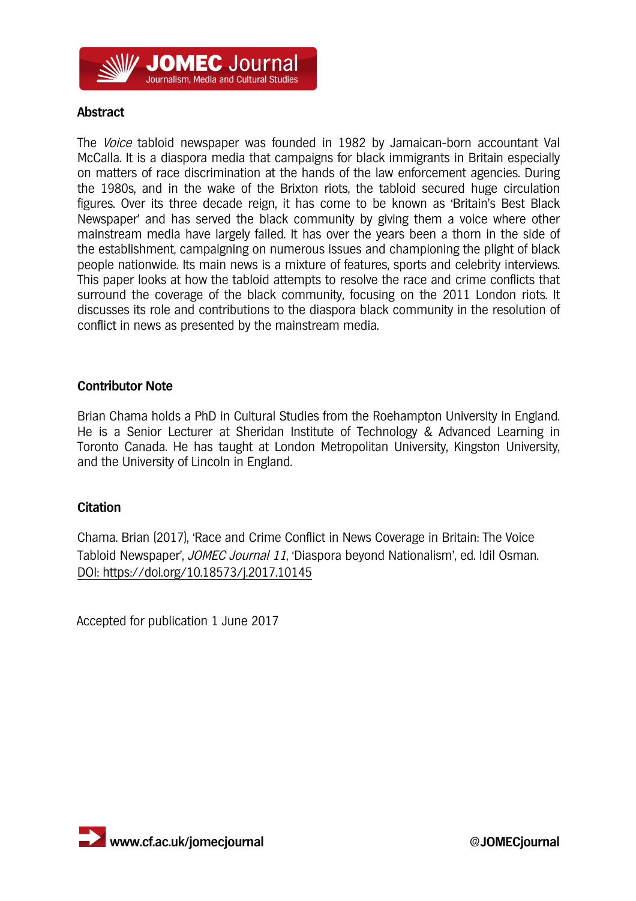## Abstract

The *Voice* tabloid newspaper was founded in 1982 by Jamaican-born accountant Val McCalla. It is a diaspora media that campaigns for black immigrants in Britain especially on matters of race discrimination at the hands of the law enforcement agencies. During the 1980s, and in the wake of the Brixton riots, the tabloid secured huge circulation figures. Over its three decade reign, it has come to be known as 'Britain's Best Black Newspaper' and has served the black community by giving them a voice where other mainstream media have largely failed. It has over the years been a thorn in the side of the establishment, campaigning on numerous issues and championing the plight of black people nationwide. Its main news is a mixture of features, sports and celebrity interviews. This paper looks at how the tabloid attempts to resolve the race and crime conflicts that surround the coverage of the black community, focusing on the 2011 London riots. It discusses its role and contributions to the diaspora black community in the resolution of conflict in news as presented by the mainstream media.

## Contributor Note

Brian Chama holds a PhD in Cultural Studies from the Roehampton University in England. He is a Senior Lecturer at Sheridan Institute of Technology & Advanced Learning in Toronto Canada. He has taught at London Metropolitan University, Kingston University, and the University of Lincoln in England.

## Citation

Chama. Brian (2017), 'Race and Crime Conflict in News Coverage in Britain: The Voice Tabloid Newspaper', *JOMEC Journal 11*, 'Diaspora beyond Nationalism', ed. Idil Osman. DOI: https://doi.org/10.18573/j.2017.10145

Accepted for publication 1 June 2017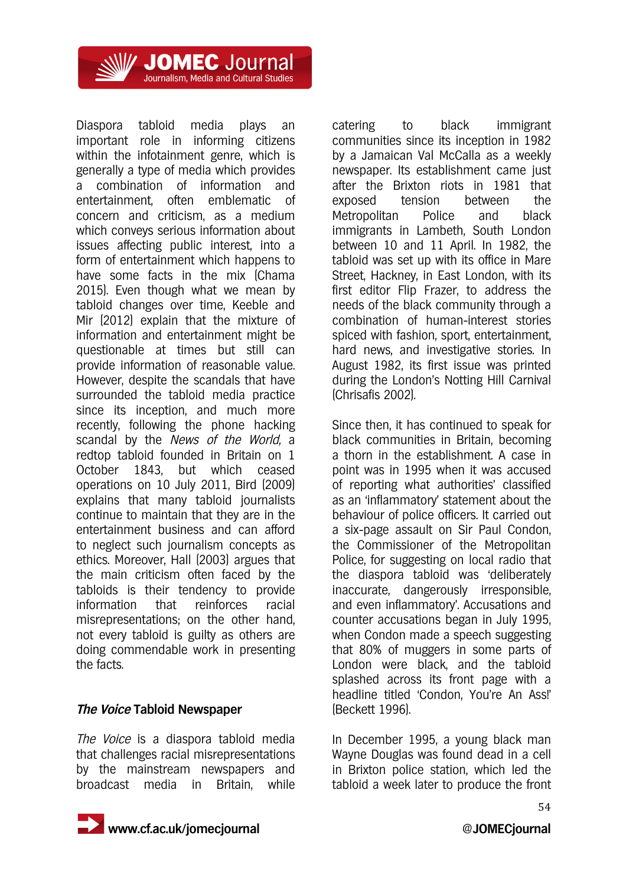Diaspora tabloid media plays an important role in informing citizens within the infotainment genre, which is generally a type of media which provides a combination of information and entertainment, often emblematic of concern and criticism, as a medium which conveys serious information about issues affecting public interest, into a form of entertainment which happens to have some facts in the mix (Chama 2015). Even though what we mean by tabloid changes over time, Keeble and Mir (2012) explain that the mixture of information and entertainment might be questionable at times but still can provide information of reasonable value. However, despite the scandals that have surrounded the tabloid media practice since its inception, and much more recently, following the phone hacking scandal by the *News of the World*, a redtop tabloid founded in Britain on 1 October 1843, but which ceased operations on 10 July 2011, Bird (2009) explains that many tabloid journalists continue to maintain that they are in the entertainment business and can afford to neglect such journalism concepts as ethics. Moreover, Hall (2003) argues that the main criticism often faced by the tabloids is their tendency to provide information that reinforces racial misrepresentations; on the other hand, not every tabloid is guilty as others are doing commendable work in presenting the facts.

## *The Voice* Tabloid Newspaper

*The Voice* is a diaspora tabloid media that challenges racial misrepresentations by the mainstream newspapers and broadcast media in Britain, while catering to black immigrant communities since its inception in 1982 by a Jamaican Val McCalla as a weekly newspaper. Its establishment came just after the Brixton riots in 1981 that exposed tension between the Metropolitan Police and black immigrants in Lambeth, South London between 10 and 11 April. In 1982, the tabloid was set up with its office in Mare Street, Hackney, in East London, with its first editor Flip Frazer, to address the needs of the black community through a combination of human-interest stories spiced with fashion, sport, entertainment, hard news, and investigative stories. In August 1982, its first issue was printed during the London's Notting Hill Carnival (Chrisafis 2002).

Since then, it has continued to speak for black communities in Britain, becoming a thorn in the establishment. A case in point was in 1995 when it was accused of reporting what authorities' classified as an 'inflammatory' statement about the behaviour of police officers. It carried out a six-page assault on Sir Paul Condon, the Commissioner of the Metropolitan Police, for suggesting on local radio that the diaspora tabloid was 'deliberately inaccurate, dangerously irresponsible, and even inflammatory'. Accusations and counter accusations began in July 1995, when Condon made a speech suggesting that 80% of muggers in some parts of London were black, and the tabloid splashed across its front page with a headline titled 'Condon, You're An Ass!' (Beckett 1996).

In December 1995, a young black man Wayne Douglas was found dead in a cell in Brixton police station, which led the tabloid a week later to produce the front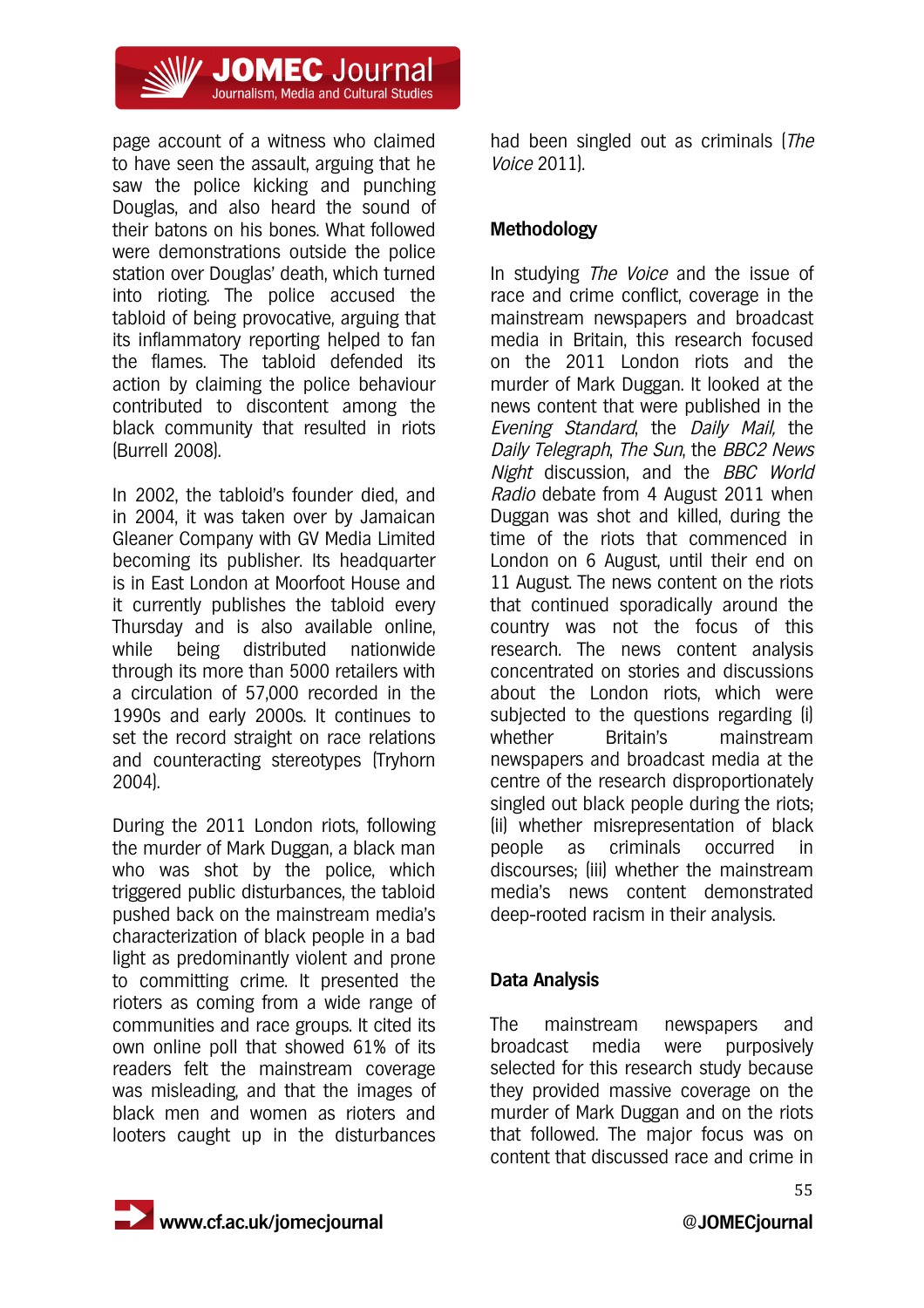page account of a witness who claimed to have seen the assault, arguing that he saw the police kicking and punching Douglas, and also heard the sound of their batons on his bones. What followed were demonstrations outside the police station over Douglas' death, which turned into rioting. The police accused the tabloid of being provocative, arguing that its inflammatory reporting helped to fan the flames. The tabloid defended its action by claiming the police behaviour contributed to discontent among the black community that resulted in riots (Burrell 2008).

In 2002, the tabloid's founder died, and in 2004, it was taken over by Jamaican Gleaner Company with GV Media Limited becoming its publisher. Its headquarter is in East London at Moorfoot House and it currently publishes the tabloid every Thursday and is also available online, while being distributed nationwide through its more than 5000 retailers with a circulation of 57,000 recorded in the 1990s and early 2000s. It continues to set the record straight on race relations and counteracting stereotypes (Tryhorn 2004).

During the 2011 London riots, following the murder of Mark Duggan, a black man who was shot by the police, which triggered public disturbances, the tabloid pushed back on the mainstream media's characterization of black people in a bad light as predominantly violent and prone to committing crime. It presented the rioters as coming from a wide range of communities and race groups. It cited its own online poll that showed 61% of its readers felt the mainstream coverage was misleading, and that the images of black men and women as rioters and looters caught up in the disturbances had been singled out as criminals (*The Voice* 2011).

## Methodology

In studying *The Voice* and the issue of race and crime conflict, coverage in the mainstream newspapers and broadcast media in Britain, this research focused on the 2011 London riots and the murder of Mark Duggan. It looked at the news content that were published in the *Evening Standard*, the *Daily Mail*, the *Daily Telegraph*, *The Sun*, the *BBC2 News Night* discussion, and the *BBC World Radio* debate from 4 August 2011 when Duggan was shot and killed, during the time of the riots that commenced in London on 6 August, until their end on 11 August. The news content on the riots that continued sporadically around the country was not the focus of this research. The news content analysis concentrated on stories and discussions about the London riots, which were subjected to the questions regarding (i) whether Britain's mainstream newspapers and broadcast media at the centre of the research disproportionately singled out black people during the riots; (ii) whether misrepresentation of black people as criminals occurred in discourses; (iii) whether the mainstream media's news content demonstrated deep-rooted racism in their analysis.

## Data Analysis

The mainstream newspapers and broadcast media were purposively selected for this research study because they provided massive coverage on the murder of Mark Duggan and on the riots that followed. The major focus was on content that discussed race and crime in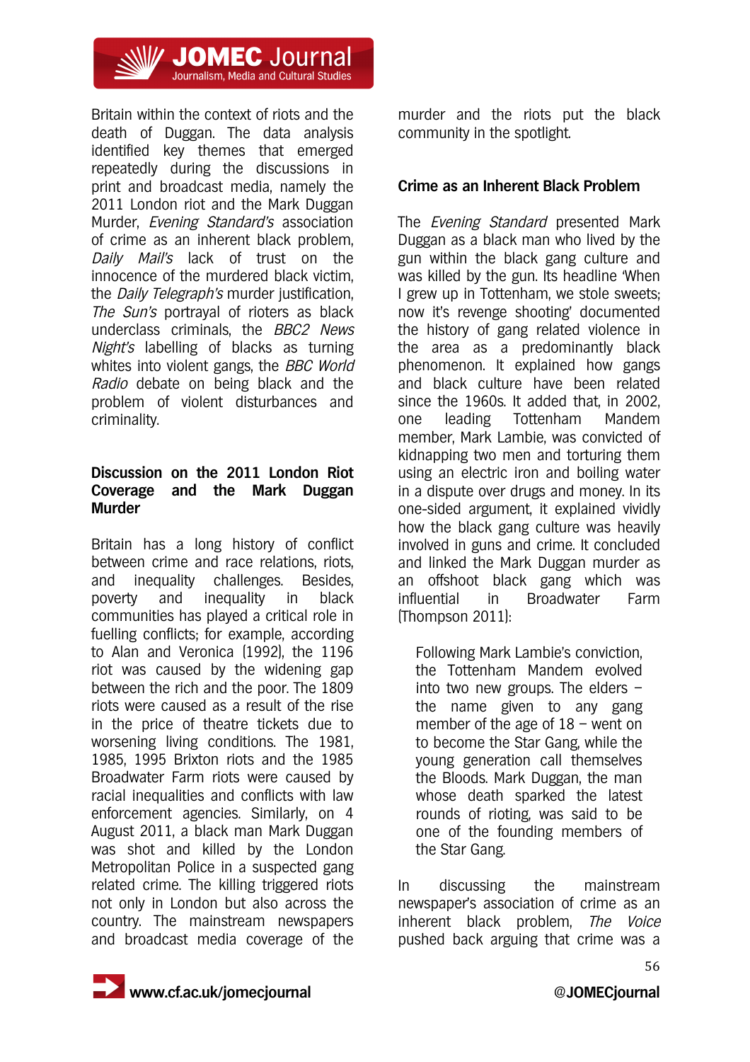Britain within the context of riots and the death of Duggan. The data analysis identified key themes that emerged repeatedly during the discussions in print and broadcast media, namely the 2011 London riot and the Mark Duggan Murder, *Evening Standard's* association of crime as an inherent black problem, *Daily Mail's* lack of trust on the innocence of the murdered black victim, the *Daily Telegraph's* murder justification, *The Sun's* portrayal of rioters as black underclass criminals, the *BBC2 News Night's* labelling of blacks as turning whites into violent gangs, the *BBC World Radio* debate on being black and the problem of violent disturbances and criminality.

## Discussion on the 2011 London Riot Coverage and the Mark Duggan Murder

Britain has a long history of conflict between crime and race relations, riots, and inequality challenges. Besides, poverty and inequality in black communities has played a critical role in fuelling conflicts; for example, according to Alan and Veronica (1992), the 1196 riot was caused by the widening gap between the rich and the poor. The 1809 riots were caused as a result of the rise in the price of theatre tickets due to worsening living conditions. The 1981, 1985, 1995 Brixton riots and the 1985 Broadwater Farm riots were caused by racial inequalities and conflicts with law enforcement agencies. Similarly, on 4 August 2011, a black man Mark Duggan was shot and killed by the London Metropolitan Police in a suspected gang related crime. The killing triggered riots not only in London but also across the country. The mainstream newspapers and broadcast media coverage of the murder and the riots put the black community in the spotlight.

## Crime as an Inherent Black Problem

The *Evening Standard* presented Mark Duggan as a black man who lived by the gun within the black gang culture and was killed by the gun. Its headline 'When I grew up in Tottenham, we stole sweets; now it's revenge shooting' documented the history of gang related violence in the area as a predominantly black phenomenon. It explained how gangs and black culture have been related since the 1960s. It added that, in 2002, one leading Tottenham Mandem member, Mark Lambie, was convicted of kidnapping two men and torturing them using an electric iron and boiling water in a dispute over drugs and money. In its one-sided argument, it explained vividly how the black gang culture was heavily involved in guns and crime. It concluded and linked the Mark Duggan murder as an offshoot black gang which was influential in Broadwater Farm (Thompson 2011):

> Following Mark Lambie's conviction, the Tottenham Mandem evolved into two new groups. The elders – the name given to any gang member of the age of 18 – went on to become the Star Gang, while the young generation call themselves the Bloods. Mark Duggan, the man whose death sparked the latest rounds of rioting, was said to be one of the founding members of the Star Gang.

In discussing the mainstream newspaper's association of crime as an inherent black problem, *The Voice* pushed back arguing that crime was a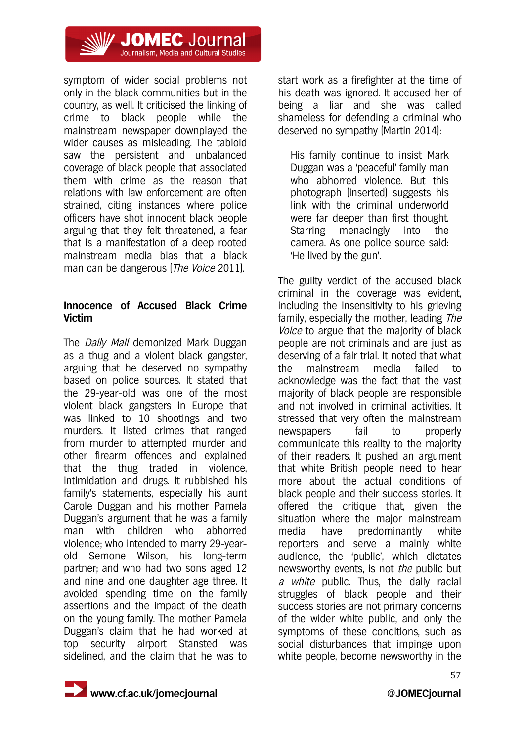symptom of wider social problems not only in the black communities but in the country, as well. It criticised the linking of crime to black people while the mainstream newspaper downplayed the wider causes as misleading. The tabloid saw the persistent and unbalanced coverage of black people that associated them with crime as the reason that relations with law enforcement are often strained, citing instances where police officers have shot innocent black people arguing that they felt threatened, a fear that is a manifestation of a deep rooted mainstream media bias that a black man can be dangerous (*The Voice* 2011).

**Innocence of Accused Black Crime Victim**

The *Daily Mail* demonized Mark Duggan as a thug and a violent black gangster, arguing that he deserved no sympathy based on police sources. It stated that the 29-year-old was one of the most violent black gangsters in Europe that was linked to 10 shootings and two murders. It listed crimes that ranged from murder to attempted murder and other firearm offences and explained that the thug traded in violence, intimidation and drugs. It rubbished his family's statements, especially his aunt Carole Duggan and his mother Pamela Duggan's argument that he was a family man with children who abhorred violence; who intended to marry 29-year-old Semone Wilson, his long-term partner; and who had two sons aged 12 and nine and one daughter age three. It avoided spending time on the family assertions and the impact of the death on the young family. The mother Pamela Duggan's claim that he had worked at top security airport Stansted was sidelined, and the claim that he was to start work as a firefighter at the time of his death was ignored. It accused her of being a liar and she was called shameless for defending a criminal who deserved no sympathy (Martin 2014):

> His family continue to insist Mark Duggan was a 'peaceful' family man who abhorred violence. But this photograph (inserted) suggests his link with the criminal underworld were far deeper than first thought. Starring menacingly into the camera. As one police source said: 'He lived by the gun'.

The guilty verdict of the accused black criminal in the coverage was evident, including the insensitivity to his grieving family, especially the mother, leading *The Voice* to argue that the majority of black people are not criminals and are just as deserving of a fair trial. It noted that what the mainstream media failed to acknowledge was the fact that the vast majority of black people are responsible and not involved in criminal activities. It stressed that very often the mainstream newspapers fail to properly communicate this reality to the majority of their readers. It pushed an argument that white British people need to hear more about the actual conditions of black people and their success stories. It offered the critique that, given the situation where the major mainstream media have predominantly white reporters and serve a mainly white audience, the 'public', which dictates newsworthy events, is not *the* public but *a white* public. Thus, the daily racial struggles of black people and their success stories are not primary concerns of the wider white public, and only the symptoms of these conditions, such as social disturbances that impinge upon white people, become newsworthy in the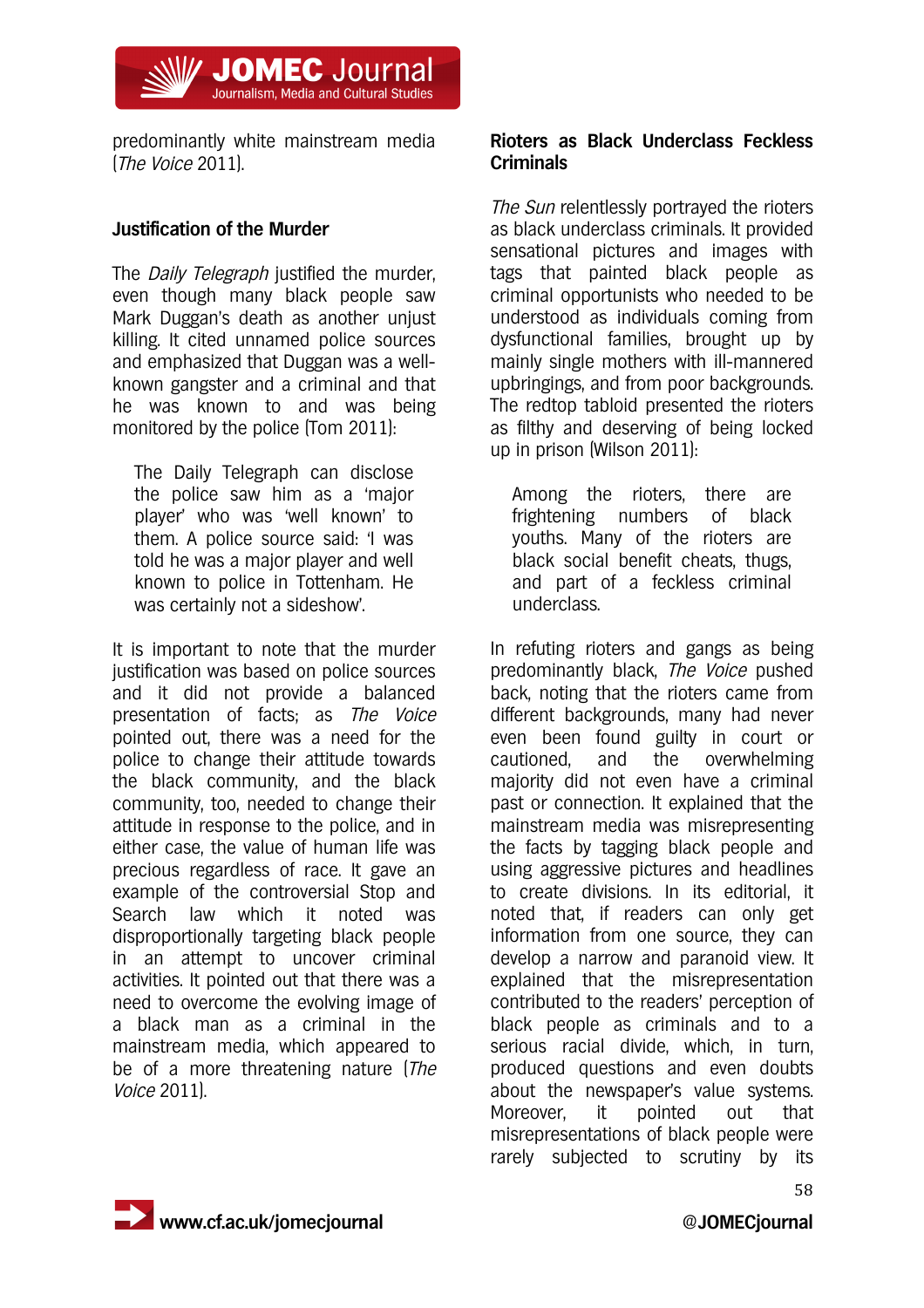predominantly white mainstream media (*The Voice* 2011).

## Justification of the Murder

The *Daily Telegraph* justified the murder, even though many black people saw Mark Duggan's death as another unjust killing. It cited unnamed police sources and emphasized that Duggan was a well-known gangster and a criminal and that he was known to and was being monitored by the police (Tom 2011):

> The Daily Telegraph can disclose the police saw him as a 'major player' who was 'well known' to them. A police source said: 'I was told he was a major player and well known to police in Tottenham. He was certainly not a sideshow'.

It is important to note that the murder justification was based on police sources and it did not provide a balanced presentation of facts; as *The Voice* pointed out, there was a need for the police to change their attitude towards the black community, and the black community, too, needed to change their attitude in response to the police, and in either case, the value of human life was precious regardless of race. It gave an example of the controversial Stop and Search law which it noted was disproportionally targeting black people in an attempt to uncover criminal activities. It pointed out that there was a need to overcome the evolving image of a black man as a criminal in the mainstream media, which appeared to be of a more threatening nature (*The Voice* 2011).

## Rioters as Black Underclass Feckless Criminals

*The Sun* relentlessly portrayed the rioters as black underclass criminals. It provided sensational pictures and images with tags that painted black people as criminal opportunists who needed to be understood as individuals coming from dysfunctional families, brought up by mainly single mothers with ill-mannered upbringings, and from poor backgrounds. The redtop tabloid presented the rioters as filthy and deserving of being locked up in prison (Wilson 2011):

> Among the rioters, there are frightening numbers of black youths. Many of the rioters are black social benefit cheats, thugs, and part of a feckless criminal underclass.

In refuting rioters and gangs as being predominantly black, *The Voice* pushed back, noting that the rioters came from different backgrounds, many had never even been found guilty in court or cautioned, and the overwhelming majority did not even have a criminal past or connection. It explained that the mainstream media was misrepresenting the facts by tagging black people and using aggressive pictures and headlines to create divisions. In its editorial, it noted that, if readers can only get information from one source, they can develop a narrow and paranoid view. It explained that the misrepresentation contributed to the readers' perception of black people as criminals and to a serious racial divide, which, in turn, produced questions and even doubts about the newspaper's value systems. Moreover, it pointed out that misrepresentations of black people were rarely subjected to scrutiny by its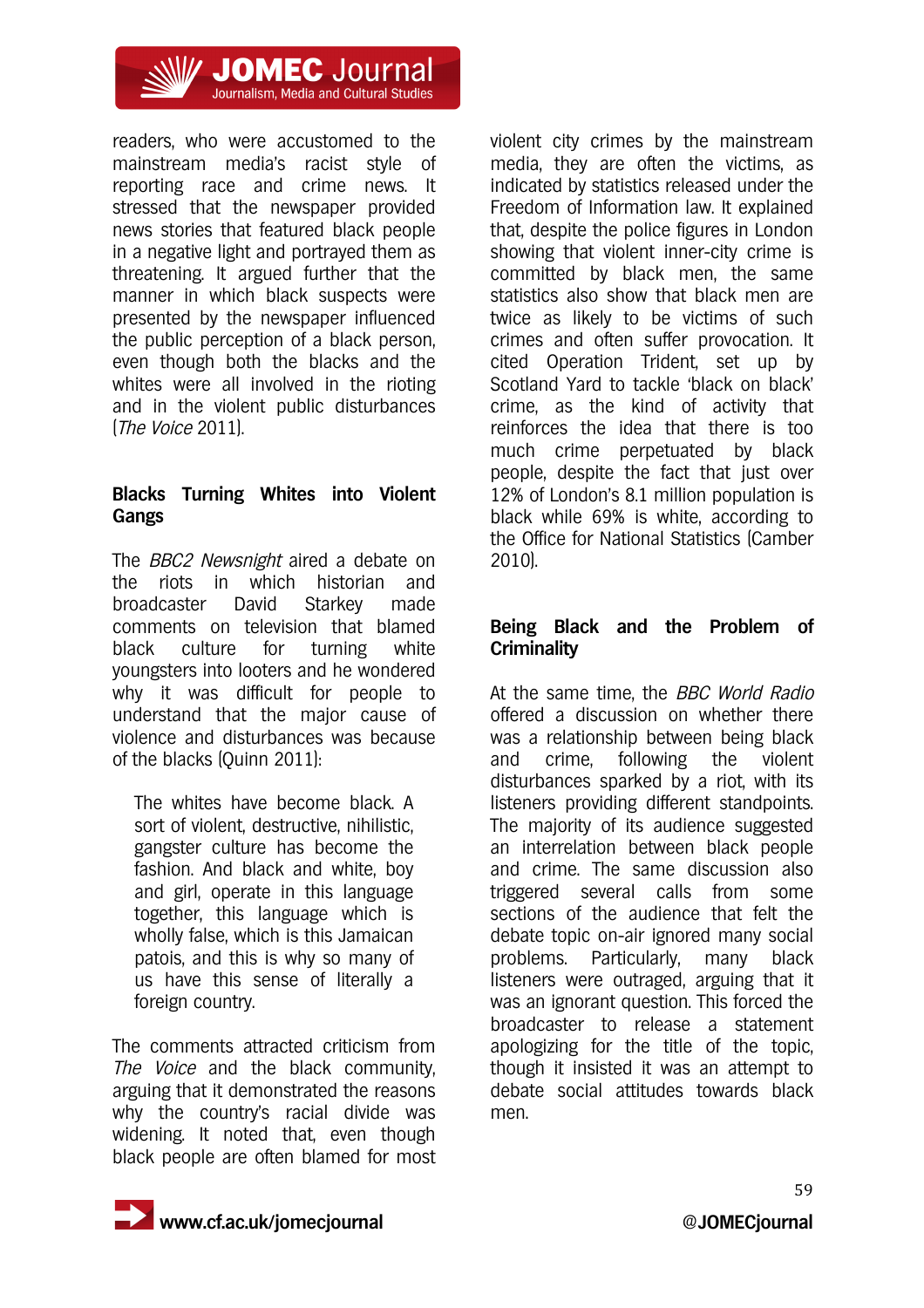readers, who were accustomed to the mainstream media's racist style of reporting race and crime news. It stressed that the newspaper provided news stories that featured black people in a negative light and portrayed them as threatening. It argued further that the manner in which black suspects were presented by the newspaper influenced the public perception of a black person, even though both the blacks and the whites were all involved in the rioting and in the violent public disturbances (*The Voice* 2011).

## Blacks Turning Whites into Violent Gangs

The *BBC2 Newsnight* aired a debate on the riots in which historian and broadcaster David Starkey made comments on television that blamed black culture for turning white youngsters into looters and he wondered why it was difficult for people to understand that the major cause of violence and disturbances was because of the blacks (Quinn 2011):

> The whites have become black. A sort of violent, destructive, nihilistic, gangster culture has become the fashion. And black and white, boy and girl, operate in this language together, this language which is wholly false, which is this Jamaican patois, and this is why so many of us have this sense of literally a foreign country.

The comments attracted criticism from *The Voice* and the black community, arguing that it demonstrated the reasons why the country's racial divide was widening. It noted that, even though black people are often blamed for most violent city crimes by the mainstream media, they are often the victims, as indicated by statistics released under the Freedom of Information law. It explained that, despite the police figures in London showing that violent inner-city crime is committed by black men, the same statistics also show that black men are twice as likely to be victims of such crimes and often suffer provocation. It cited Operation Trident, set up by Scotland Yard to tackle 'black on black' crime, as the kind of activity that reinforces the idea that there is too much crime perpetuated by black people, despite the fact that just over 12% of London's 8.1 million population is black while 69% is white, according to the Office for National Statistics (Camber 2010).

## Being Black and the Problem of Criminality

At the same time, the *BBC World Radio* offered a discussion on whether there was a relationship between being black and crime, following the violent disturbances sparked by a riot, with its listeners providing different standpoints. The majority of its audience suggested an interrelation between black people and crime. The same discussion also triggered several calls from some sections of the audience that felt the debate topic on-air ignored many social problems. Particularly, many black listeners were outraged, arguing that it was an ignorant question. This forced the broadcaster to release a statement apologizing for the title of the topic, though it insisted it was an attempt to debate social attitudes towards black men.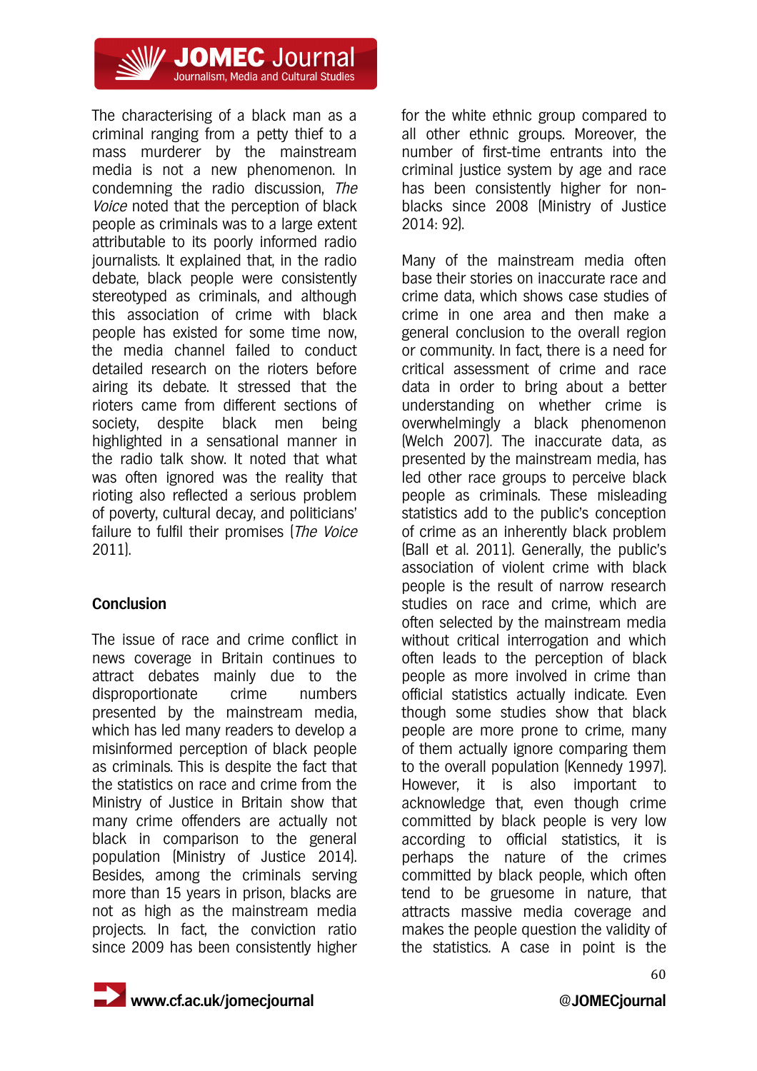The characterising of a black man as a criminal ranging from a petty thief to a mass murderer by the mainstream media is not a new phenomenon. In condemning the radio discussion, *The Voice* noted that the perception of black people as criminals was to a large extent attributable to its poorly informed radio journalists. It explained that, in the radio debate, black people were consistently stereotyped as criminals, and although this association of crime with black people has existed for some time now, the media channel failed to conduct detailed research on the rioters before airing its debate. It stressed that the rioters came from different sections of society, despite black men being highlighted in a sensational manner in the radio talk show. It noted that what was often ignored was the reality that rioting also reflected a serious problem of poverty, cultural decay, and politicians' failure to fulfil their promises (*The Voice* 2011).

## Conclusion

The issue of race and crime conflict in news coverage in Britain continues to attract debates mainly due to the disproportionate crime numbers presented by the mainstream media, which has led many readers to develop a misinformed perception of black people as criminals. This is despite the fact that the statistics on race and crime from the Ministry of Justice in Britain show that many crime offenders are actually not black in comparison to the general population (Ministry of Justice 2014). Besides, among the criminals serving more than 15 years in prison, blacks are not as high as the mainstream media projects. In fact, the conviction ratio since 2009 has been consistently higher for the white ethnic group compared to all other ethnic groups. Moreover, the number of first-time entrants into the criminal justice system by age and race has been consistently higher for non-blacks since 2008 (Ministry of Justice 2014: 92).

Many of the mainstream media often base their stories on inaccurate race and crime data, which shows case studies of crime in one area and then make a general conclusion to the overall region or community. In fact, there is a need for critical assessment of crime and race data in order to bring about a better understanding on whether crime is overwhelmingly a black phenomenon (Welch 2007). The inaccurate data, as presented by the mainstream media, has led other race groups to perceive black people as criminals. These misleading statistics add to the public's conception of crime as an inherently black problem (Ball et al. 2011). Generally, the public's association of violent crime with black people is the result of narrow research studies on race and crime, which are often selected by the mainstream media without critical interrogation and which often leads to the perception of black people as more involved in crime than official statistics actually indicate. Even though some studies show that black people are more prone to crime, many of them actually ignore comparing them to the overall population (Kennedy 1997). However, it is also important to acknowledge that, even though crime committed by black people is very low according to official statistics, it is perhaps the nature of the crimes committed by black people, which often tend to be gruesome in nature, that attracts massive media coverage and makes the people question the validity of the statistics. A case in point is the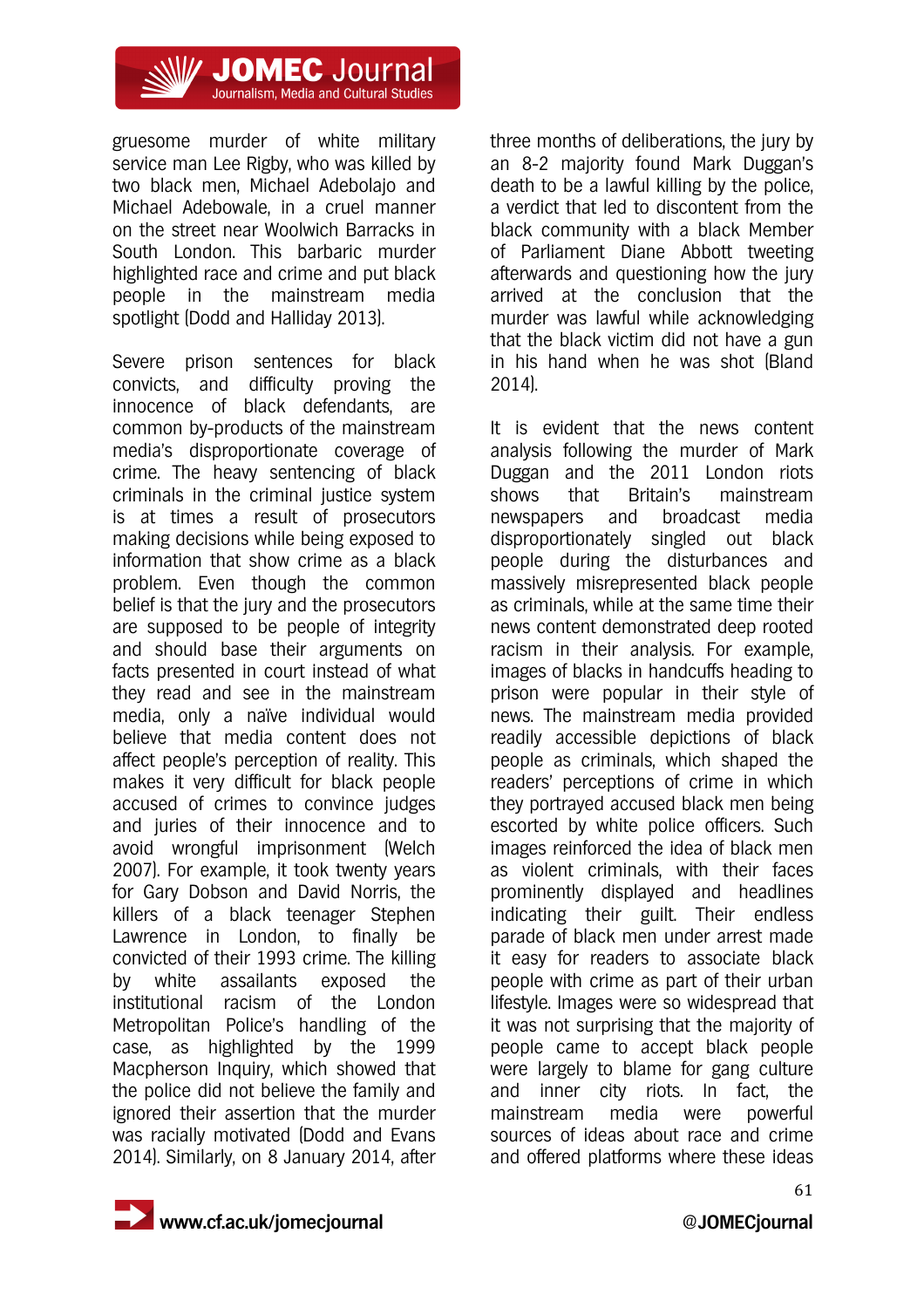gruesome murder of white military service man Lee Rigby, who was killed by two black men, Michael Adebolajo and Michael Adebowale, in a cruel manner on the street near Woolwich Barracks in South London. This barbaric murder highlighted race and crime and put black people in the mainstream media spotlight (Dodd and Halliday 2013).

Severe prison sentences for black convicts, and difficulty proving the innocence of black defendants, are common by-products of the mainstream media's disproportionate coverage of crime. The heavy sentencing of black criminals in the criminal justice system is at times a result of prosecutors making decisions while being exposed to information that show crime as a black problem. Even though the common belief is that the jury and the prosecutors are supposed to be people of integrity and should base their arguments on facts presented in court instead of what they read and see in the mainstream media, only a naïve individual would believe that media content does not affect people's perception of reality. This makes it very difficult for black people accused of crimes to convince judges and juries of their innocence and to avoid wrongful imprisonment (Welch 2007). For example, it took twenty years for Gary Dobson and David Norris, the killers of a black teenager Stephen Lawrence in London, to finally be convicted of their 1993 crime. The killing by white assailants exposed the institutional racism of the London Metropolitan Police's handling of the case, as highlighted by the 1999 Macpherson Inquiry, which showed that the police did not believe the family and ignored their assertion that the murder was racially motivated (Dodd and Evans 2014). Similarly, on 8 January 2014, after three months of deliberations, the jury by an 8-2 majority found Mark Duggan's death to be a lawful killing by the police, a verdict that led to discontent from the black community with a black Member of Parliament Diane Abbott tweeting afterwards and questioning how the jury arrived at the conclusion that the murder was lawful while acknowledging that the black victim did not have a gun in his hand when he was shot (Bland 2014).

It is evident that the news content analysis following the murder of Mark Duggan and the 2011 London riots shows that Britain's mainstream newspapers and broadcast media disproportionately singled out black people during the disturbances and massively misrepresented black people as criminals, while at the same time their news content demonstrated deep rooted racism in their analysis. For example, images of blacks in handcuffs heading to prison were popular in their style of news. The mainstream media provided readily accessible depictions of black people as criminals, which shaped the readers' perceptions of crime in which they portrayed accused black men being escorted by white police officers. Such images reinforced the idea of black men as violent criminals, with their faces prominently displayed and headlines indicating their guilt. Their endless parade of black men under arrest made it easy for readers to associate black people with crime as part of their urban lifestyle. Images were so widespread that it was not surprising that the majority of people came to accept black people were largely to blame for gang culture and inner city riots. In fact, the mainstream media were powerful sources of ideas about race and crime and offered platforms where these ideas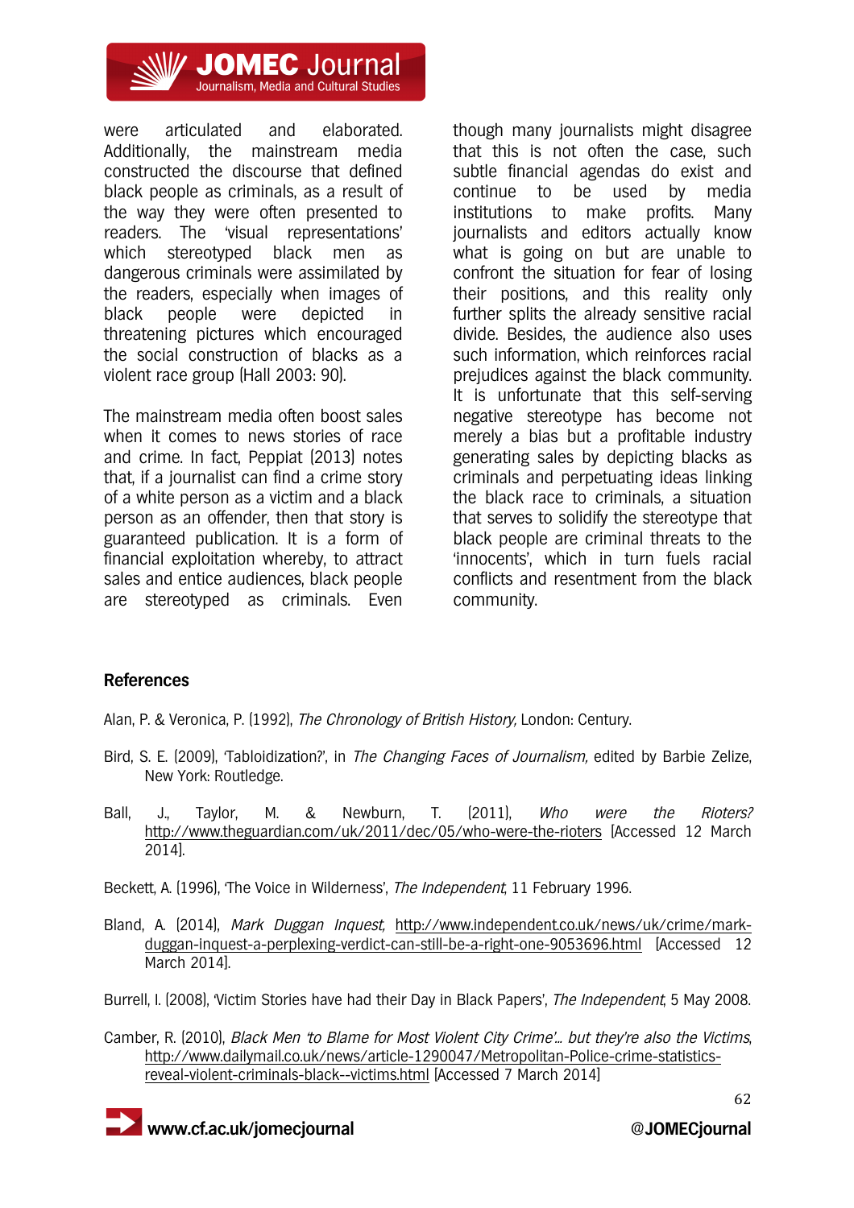were articulated and elaborated. Additionally, the mainstream media constructed the discourse that defined black people as criminals, as a result of the way they were often presented to readers. The 'visual representations' which stereotyped black men as dangerous criminals were assimilated by the readers, especially when images of black people were depicted in threatening pictures which encouraged the social construction of blacks as a violent race group (Hall 2003: 90).

The mainstream media often boost sales when it comes to news stories of race and crime. In fact, Peppiat (2013) notes that, if a journalist can find a crime story of a white person as a victim and a black person as an offender, then that story is guaranteed publication. It is a form of financial exploitation whereby, to attract sales and entice audiences, black people are stereotyped as criminals. Even though many journalists might disagree that this is not often the case, such subtle financial agendas do exist and continue to be used by media institutions to make profits. Many journalists and editors actually know what is going on but are unable to confront the situation for fear of losing their positions, and this reality only further splits the already sensitive racial divide. Besides, the audience also uses such information, which reinforces racial prejudices against the black community. It is unfortunate that this self-serving negative stereotype has become not merely a bias but a profitable industry generating sales by depicting blacks as criminals and perpetuating ideas linking the black race to criminals, a situation that serves to solidify the stereotype that black people are criminal threats to the 'innocents', which in turn fuels racial conflicts and resentment from the black community.

## References

Alan, P. & Veronica, P. (1992), *The Chronology of British History,* London: Century.

Bird, S. E. (2009), 'Tabloidization?', in *The Changing Faces of Journalism,* edited by Barbie Zelize, New York: Routledge.

Ball, J., Taylor, M. & Newburn, T. (2011), *Who were the Rioters?* http://www.theguardian.com/uk/2011/dec/05/who-were-the-rioters [Accessed 12 March 2014].

Beckett, A. (1996), 'The Voice in Wilderness', *The Independent*, 11 February 1996.

Bland, A. (2014), *Mark Duggan Inquest,* http://www.independent.co.uk/news/uk/crime/mark-duggan-inquest-a-perplexing-verdict-can-still-be-a-right-one-9053696.html [Accessed 12 March 2014].

Burrell, I. (2008), 'Victim Stories have had their Day in Black Papers', *The Independent*, 5 May 2008.

Camber, R. (2010), *Black Men 'to Blame for Most Violent City Crime'… but they're also the Victims*, http://www.dailymail.co.uk/news/article-1290047/Metropolitan-Police-crime-statistics-reveal-violent-criminals-black--victims.html [Accessed 7 March 2014]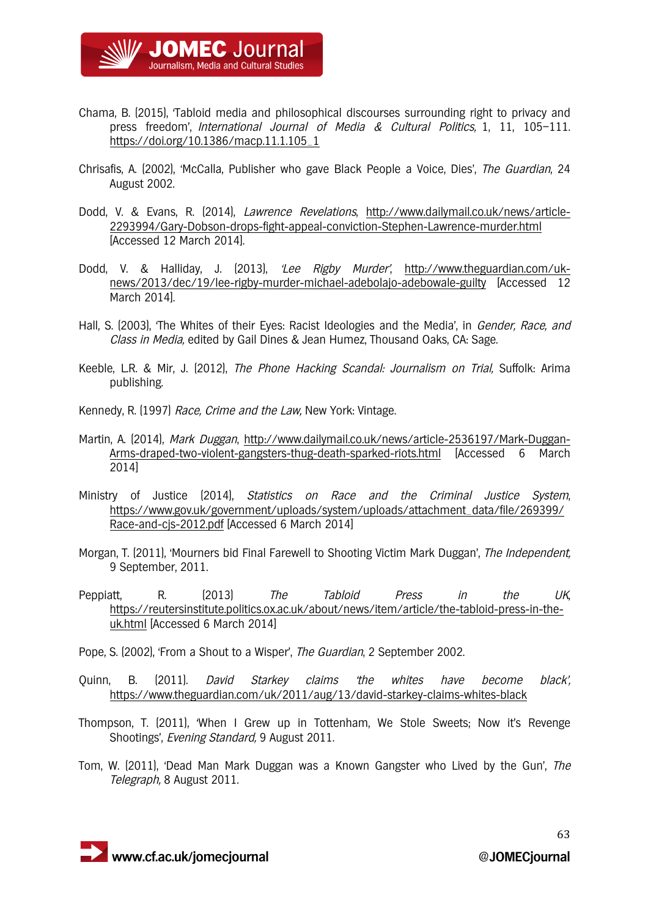Chama, B. (2015), 'Tabloid media and philosophical discourses surrounding right to privacy and press freedom', *International Journal of Media & Cultural Politics,* 1, 11, 105–111. https://doi.org/10.1386/macp.11.1.105_1

Chrisafis, A. (2002), 'McCalla, Publisher who gave Black People a Voice, Dies', *The Guardian*, 24 August 2002.

Dodd, V. & Evans, R. (2014), *Lawrence Revelations*, http://www.dailymail.co.uk/news/article-2293994/Gary-Dobson-drops-fight-appeal-conviction-Stephen-Lawrence-murder.html [Accessed 12 March 2014].

Dodd, V. & Halliday, J. (2013), *'Lee Rigby Murder'*, http://www.theguardian.com/uk-news/2013/dec/19/lee-rigby-murder-michael-adebolajo-adebowale-guilty [Accessed 12 March 2014].

Hall, S. (2003), 'The Whites of their Eyes: Racist Ideologies and the Media', in *Gender, Race, and Class in Media,* edited by Gail Dines & Jean Humez, Thousand Oaks, CA: Sage.

Keeble, L.R. & Mir, J. (2012), *The Phone Hacking Scandal: Journalism on Trial,* Suffolk: Arima publishing.

Kennedy, R. (1997) *Race, Crime and the Law,* New York: Vintage.

Martin, A. (2014), *Mark Duggan*, http://www.dailymail.co.uk/news/article-2536197/Mark-Duggan-Arms-draped-two-violent-gangsters-thug-death-sparked-riots.html [Accessed 6 March 2014]

Ministry of Justice (2014), *Statistics on Race and the Criminal Justice System*, https://www.gov.uk/government/uploads/system/uploads/attachment_data/file/269399/Race-and-cjs-2012.pdf [Accessed 6 March 2014]

Morgan, T. (2011), 'Mourners bid Final Farewell to Shooting Victim Mark Duggan', *The Independent,* 9 September, 2011.

Peppiatt, R. (2013) *The Tabloid Press in the UK*, https://reutersinstitute.politics.ox.ac.uk/about/news/item/article/the-tabloid-press-in-the-uk.html [Accessed 6 March 2014]

Pope, S. (2002), 'From a Shout to a Wisper', *The Guardian*, 2 September 2002.

Quinn, B. (2011). *David Starkey claims 'the whites have become black',* https://www.theguardian.com/uk/2011/aug/13/david-starkey-claims-whites-black

Thompson, T. (2011), 'When I Grew up in Tottenham, We Stole Sweets; Now it's Revenge Shootings', *Evening Standard,* 9 August 2011.

Tom, W. (2011), 'Dead Man Mark Duggan was a Known Gangster who Lived by the Gun', *The Telegraph,* 8 August 2011.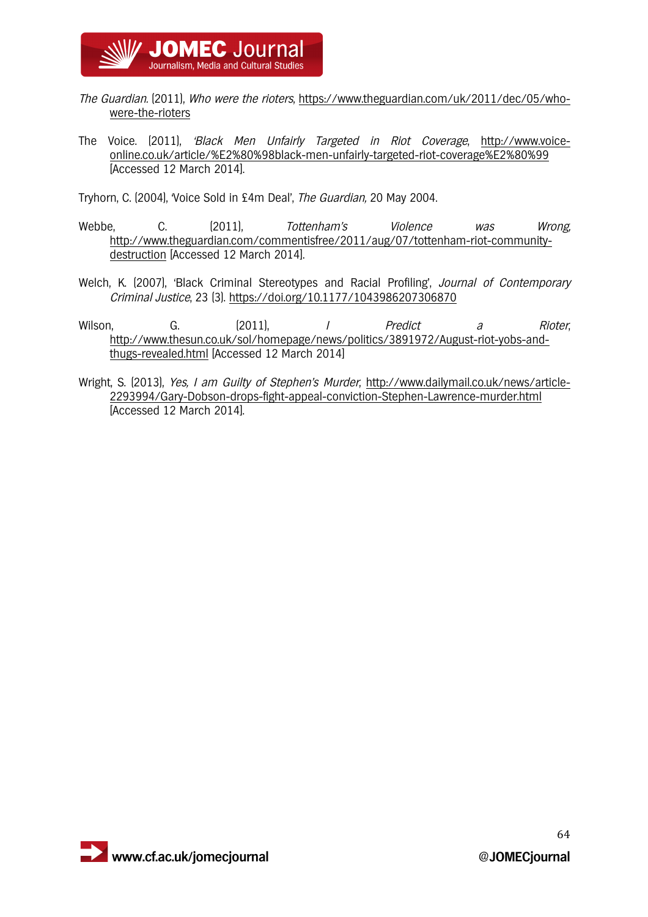*The Guardian.* (2011), *Who were the rioters*, https://www.theguardian.com/uk/2011/dec/05/who-were-the-rioters

The Voice. (2011), *'Black Men Unfairly Targeted in Riot Coverage*, http://www.voice-online.co.uk/article/%E2%80%98black-men-unfairly-targeted-riot-coverage%E2%80%99 [Accessed 12 March 2014].

Tryhorn, C. (2004), 'Voice Sold in £4m Deal', *The Guardian,* 20 May 2004.

Webbe, C. (2011), *Tottenham's Violence was Wrong*, http://www.theguardian.com/commentisfree/2011/aug/07/tottenham-riot-community-destruction [Accessed 12 March 2014].

Welch, K. (2007), 'Black Criminal Stereotypes and Racial Profiling', *Journal of Contemporary Criminal Justice*, 23 (3). https://doi.org/10.1177/1043986207306870

Wilson, G. (2011), *I Predict a Rioter*, http://www.thesun.co.uk/sol/homepage/news/politics/3891972/August-riot-yobs-and-thugs-revealed.html [Accessed 12 March 2014]

Wright, S. (2013), *Yes, I am Guilty of Stephen's Murder*, http://www.dailymail.co.uk/news/article-2293994/Gary-Dobson-drops-fight-appeal-conviction-Stephen-Lawrence-murder.html [Accessed 12 March 2014].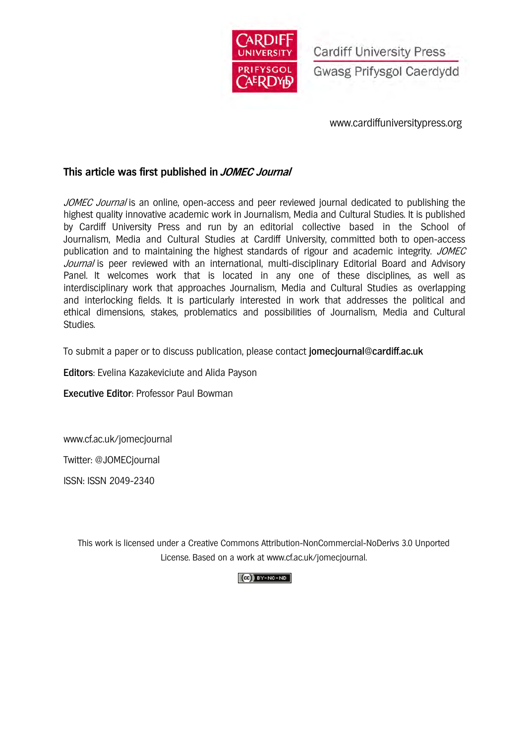Cardiff University Press
Gwasg Prifysgol Caerdydd

www.cardiffuniversitypress.org

### This article was first published in *JOMEC Journal*

*JOMEC Journal* is an online, open-access and peer reviewed journal dedicated to publishing the highest quality innovative academic work in Journalism, Media and Cultural Studies. It is published by Cardiff University Press and run by an editorial collective based in the School of Journalism, Media and Cultural Studies at Cardiff University, committed both to open-access publication and to maintaining the highest standards of rigour and academic integrity. *JOMEC Journal* is peer reviewed with an international, multi-disciplinary Editorial Board and Advisory Panel. It welcomes work that is located in any one of these disciplines, as well as interdisciplinary work that approaches Journalism, Media and Cultural Studies as overlapping and interlocking fields. It is particularly interested in work that addresses the political and ethical dimensions, stakes, problematics and possibilities of Journalism, Media and Cultural Studies.

To submit a paper or to discuss publication, please contact **jomecjournal@cardiff.ac.uk**

**Editors**: Evelina Kazakeviciute and Alida Payson

**Executive Editor**: Professor Paul Bowman

www.cf.ac.uk/jomecjournal

Twitter: @JOMECjournal

ISSN: ISSN 2049-2340

This work is licensed under a Creative Commons Attribution-NonCommercial-NoDerivs 3.0 Unported License. Based on a work at www.cf.ac.uk/jomecjournal.